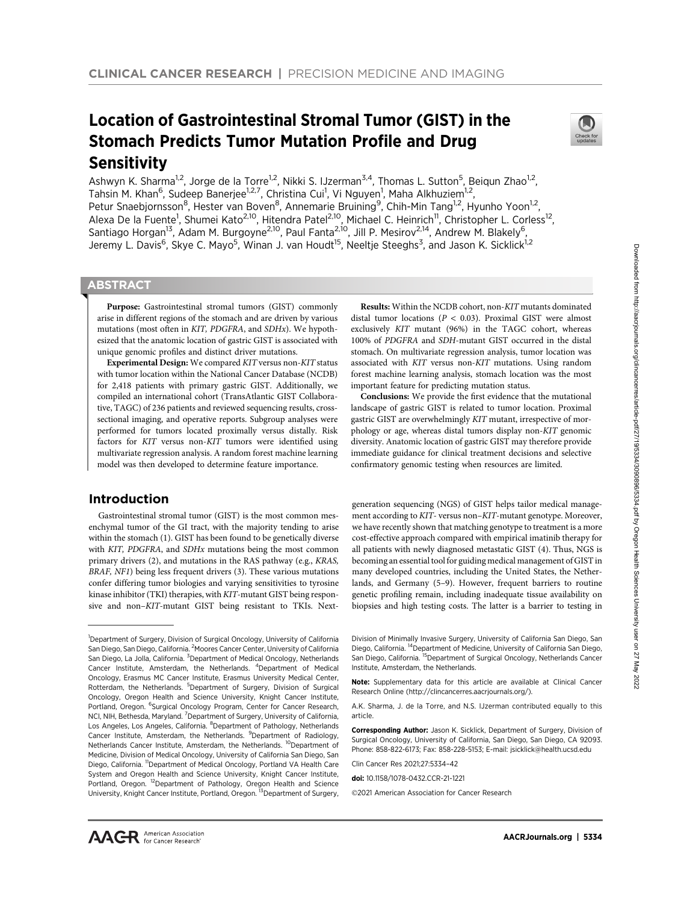CLINICAL CANCER RESEARCH | PRECISION MEDICINE AND IMAGING

# Location of Gastrointestinal Stromal Tumor (GIST) in the Stomach Predicts Tumor Mutation Profile and Drug Sensitivity

Ashwyn K. Sharma[1,2], Jorge de la Torre[1,2], Nikki S. IJzerman[3,4], Thomas L. Sutton[5], Beiqun Zhao[1,2], Tahsin M. Khan[6], Sudeep Banerjee[1,2,7], Christina Cui[1], Vi Nguyen[1], Maha Alkhuziem[1,2], Petur Snaebjornsson[8], Hester van Boven[8], Annemarie Bruining[9], Chih-Min Tang[1,2], Hyunho Yoon[1,2], Alexa De la Fuente[1], Shumei Kato[2,10], Hitendra Patel[2,10], Michael C. Heinrich[11], Christopher L. Corless[12], Santiago Horgan[13], Adam M. Burgoyne[2,10], Paul Fanta[2,10], Jill P. Mesirov[2,14], Andrew M. Blakely[6], Jeremy L. Davis[6], Skye C. Mayo[5], Winan J. van Houdt[15], Neeltje Steeghs[3], and Jason K. Sicklick[1,2]

## ABSTRACT

**Purpose:** Gastrointestinal stromal tumors (GIST) commonly arise in different regions of the stomach and are driven by various mutations (most often in *KIT, PDGFRA*, and *SDHx*). We hypothesized that the anatomic location of gastric GIST is associated with unique genomic profiles and distinct driver mutations.

**Experimental Design:** We compared *KIT* versus non-*KIT* status with tumor location within the National Cancer Database (NCDB) for 2,418 patients with primary gastric GIST. Additionally, we compiled an international cohort (TransAtlantic GIST Collaborative, TAGC) of 236 patients and reviewed sequencing results, cross-sectional imaging, and operative reports. Subgroup analyses were performed for tumors located proximally versus distally. Risk factors for *KIT* versus non-*KIT* tumors were identified using multivariate regression analysis. A random forest machine learning model was then developed to determine feature importance.

**Results:** Within the NCDB cohort, non-*KIT* mutants dominated distal tumor locations ($P < 0.03$). Proximal GIST were almost exclusively *KIT* mutant (96%) in the TAGC cohort, whereas 100% of *PDGFRA* and *SDH*-mutant GIST occurred in the distal stomach. On multivariate regression analysis, tumor location was associated with *KIT* versus non-*KIT* mutations. Using random forest machine learning analysis, stomach location was the most important feature for predicting mutation status.

**Conclusions:** We provide the first evidence that the mutational landscape of gastric GIST is related to tumor location. Proximal gastric GIST are overwhelmingly *KIT* mutant, irrespective of morphology or age, whereas distal tumors display non-*KIT* genomic diversity. Anatomic location of gastric GIST may therefore provide immediate guidance for clinical treatment decisions and selective confirmatory genomic testing when resources are limited.

## Introduction

Gastrointestinal stromal tumor (GIST) is the most common mesenchymal tumor of the GI tract, with the majority tending to arise within the stomach (1). GIST has been found to be genetically diverse with *KIT, PDGFRA*, and *SDHx* mutations being the most common primary drivers (2), and mutations in the RAS pathway (e.g., *KRAS, BRAF, NF1*) being less frequent drivers (3). These various mutations confer differing tumor biologies and varying sensitivities to tyrosine kinase inhibitor (TKI) therapies, with *KIT*-mutant GIST being responsive and non–*KIT*-mutant GIST being resistant to TKIs. Next-generation sequencing (NGS) of GIST helps tailor medical management according to *KIT*- versus non–*KIT*-mutant genotype. Moreover, we have recently shown that matching genotype to treatment is a more cost-effective approach compared with empirical imatinib therapy for all patients with newly diagnosed metastatic GIST (4). Thus, NGS is becoming an essential tool for guiding medical management of GIST in many developed countries, including the United States, the Netherlands, and Germany (5–9). However, frequent barriers to routine genetic profiling remain, including inadequate tissue availability on biopsies and high testing costs. The latter is a barrier to testing in

---

[1]Department of Surgery, Division of Surgical Oncology, University of California San Diego, San Diego, California. [2]Moores Cancer Center, University of California San Diego, La Jolla, California. [3]Department of Medical Oncology, Netherlands Cancer Institute, Amsterdam, the Netherlands. [4]Department of Medical Oncology, Erasmus MC Cancer Institute, Erasmus University Medical Center, Rotterdam, the Netherlands. [5]Department of Surgery, Division of Surgical Oncology, Oregon Health and Science University, Knight Cancer Institute, Portland, Oregon. [6]Surgical Oncology Program, Center for Cancer Research, NCI, NIH, Bethesda, Maryland. [7]Department of Surgery, University of California, Los Angeles, Los Angeles, California. [8]Department of Pathology, Netherlands Cancer Institute, Amsterdam, the Netherlands. [9]Department of Radiology, Netherlands Cancer Institute, Amsterdam, the Netherlands. [10]Department of Medicine, Division of Medical Oncology, University of California San Diego, San Diego, California. [11]Department of Medical Oncology, Portland VA Health Care System and Oregon Health and Science University, Knight Cancer Institute, Portland, Oregon. [12]Department of Pathology, Oregon Health and Science University, Knight Cancer Institute, Portland, Oregon. [13]Department of Surgery, Division of Minimally Invasive Surgery, University of California San Diego, San Diego, California. [14]Department of Medicine, University of California San Diego, San Diego, California. [15]Department of Surgical Oncology, Netherlands Cancer Institute, Amsterdam, the Netherlands.

**Note:** Supplementary data for this article are available at Clinical Cancer Research Online (http://clincancerres.aacrjournals.org/).

A.K. Sharma, J. de la Torre, and N.S. IJzerman contributed equally to this article.

**Corresponding Author:** Jason K. Sicklick, Department of Surgery, Division of Surgical Oncology, University of California, San Diego, San Diego, CA 92093. Phone: 858-822-6173; Fax: 858-228-5153; E-mail: jsicklick@health.ucsd.edu

Clin Cancer Res 2021;27:5334–42

**doi:** 10.1158/1078-0432.CCR-21-1221

©2021 American Association for Cancer Research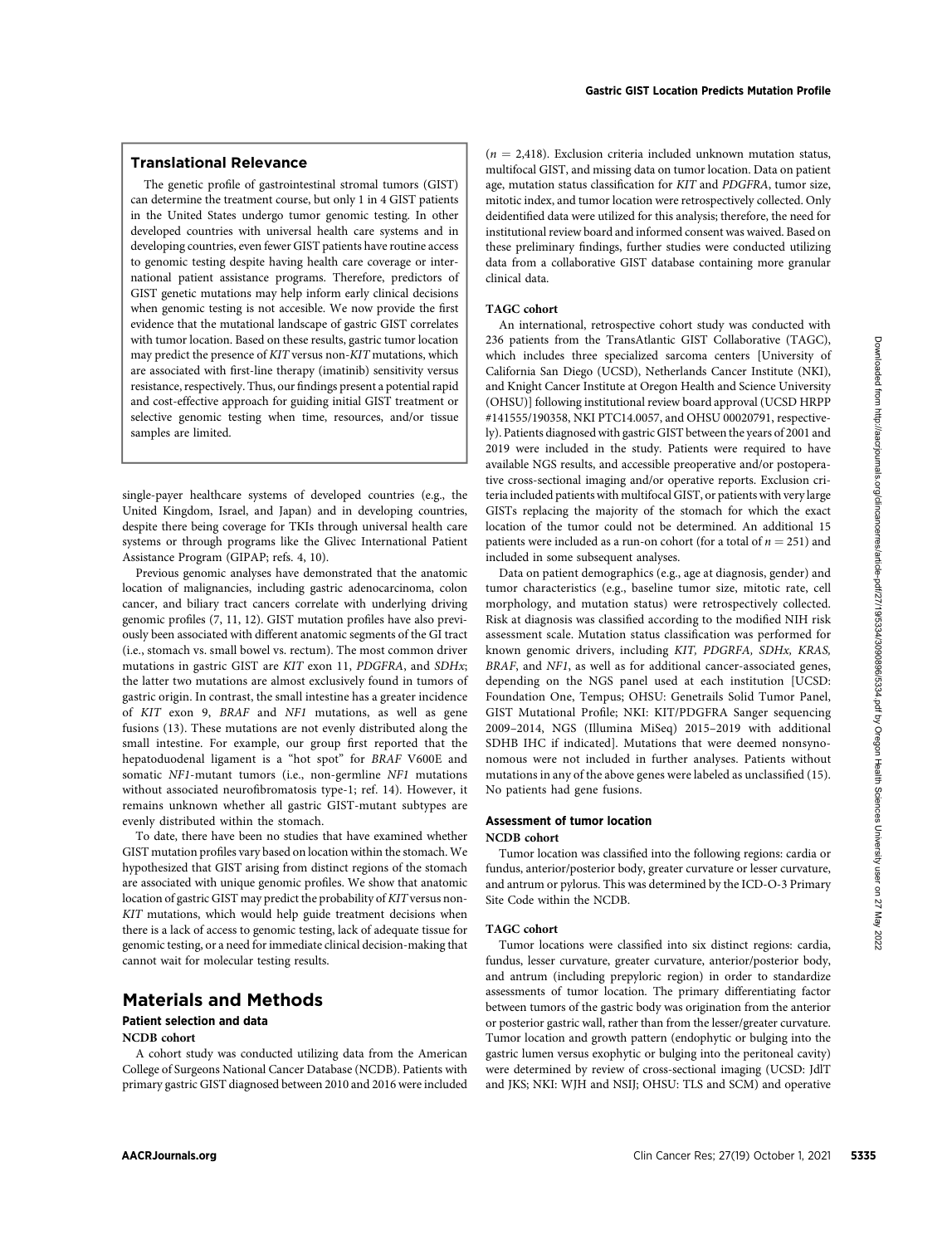## Translational Relevance

The genetic profile of gastrointestinal stromal tumors (GIST) can determine the treatment course, but only 1 in 4 GIST patients in the United States undergo tumor genomic testing. In other developed countries with universal health care systems and in developing countries, even fewer GIST patients have routine access to genomic testing despite having health care coverage or international patient assistance programs. Therefore, predictors of GIST genetic mutations may help inform early clinical decisions when genomic testing is not accesible. We now provide the first evidence that the mutational landscape of gastric GIST correlates with tumor location. Based on these results, gastric tumor location may predict the presence of *KIT* versus non-*KIT* mutations, which are associated with first-line therapy (imatinib) sensitivity versus resistance, respectively. Thus, our findings present a potential rapid and cost-effective approach for guiding initial GIST treatment or selective genomic testing when time, resources, and/or tissue samples are limited.

single-payer healthcare systems of developed countries (e.g., the United Kingdom, Israel, and Japan) and in developing countries, despite there being coverage for TKIs through universal health care systems or through programs like the Glivec International Patient Assistance Program (GIPAP; refs. 4, 10).

Previous genomic analyses have demonstrated that the anatomic location of malignancies, including gastric adenocarcinoma, colon cancer, and biliary tract cancers correlate with underlying driving genomic profiles (7, 11, 12). GIST mutation profiles have also previously been associated with different anatomic segments of the GI tract (i.e., stomach vs. small bowel vs. rectum). The most common driver mutations in gastric GIST are *KIT* exon 11, *PDGFRA*, and *SDHx*; the latter two mutations are almost exclusively found in tumors of gastric origin. In contrast, the small intestine has a greater incidence of *KIT* exon 9, *BRAF* and *NF1* mutations, as well as gene fusions (13). These mutations are not evenly distributed along the small intestine. For example, our group first reported that the hepatoduodenal ligament is a "hot spot" for *BRAF* V600E and somatic *NF1*-mutant tumors (i.e., non-germline *NF1* mutations without associated neurofibromatosis type-1; ref. 14). However, it remains unknown whether all gastric GIST-mutant subtypes are evenly distributed within the stomach.

To date, there have been no studies that have examined whether GIST mutation profiles vary based on location within the stomach. We hypothesized that GIST arising from distinct regions of the stomach are associated with unique genomic profiles. We show that anatomic location of gastric GIST may predict the probability of *KIT* versus non-*KIT* mutations, which would help guide treatment decisions when there is a lack of access to genomic testing, lack of adequate tissue for genomic testing, or a need for immediate clinical decision-making that cannot wait for molecular testing results.

# Materials and Methods

## Patient selection and data

### NCDB cohort

A cohort study was conducted utilizing data from the American College of Surgeons National Cancer Database (NCDB). Patients with primary gastric GIST diagnosed between 2010 and 2016 were included ($n = 2{,}418$). Exclusion criteria included unknown mutation status, multifocal GIST, and missing data on tumor location. Data on patient age, mutation status classification for *KIT* and *PDGFRA*, tumor size, mitotic index, and tumor location were retrospectively collected. Only deidentified data were utilized for this analysis; therefore, the need for institutional review board and informed consent was waived. Based on these preliminary findings, further studies were conducted utilizing data from a collaborative GIST database containing more granular clinical data.

### TAGC cohort

An international, retrospective cohort study was conducted with 236 patients from the TransAtlantic GIST Collaborative (TAGC), which includes three specialized sarcoma centers [University of California San Diego (UCSD), Netherlands Cancer Institute (NKI), and Knight Cancer Institute at Oregon Health and Science University (OHSU)] following institutional review board approval (UCSD HRPP #141555/190358, NKI PTC14.0057, and OHSU 00020791, respectively). Patients diagnosed with gastric GIST between the years of 2001 and 2019 were included in the study. Patients were required to have available NGS results, and accessible preoperative and/or postoperative cross-sectional imaging and/or operative reports. Exclusion criteria included patients with multifocal GIST, or patients with very large GISTs replacing the majority of the stomach for which the exact location of the tumor could not be determined. An additional 15 patients were included as a run-on cohort (for a total of $n = 251$) and included in some subsequent analyses.

Data on patient demographics (e.g., age at diagnosis, gender) and tumor characteristics (e.g., baseline tumor size, mitotic rate, cell morphology, and mutation status) were retrospectively collected. Risk at diagnosis was classified according to the modified NIH risk assessment scale. Mutation status classification was performed for known genomic drivers, including *KIT, PDGRFA, SDHx, KRAS, BRAF*, and *NF1*, as well as for additional cancer-associated genes, depending on the NGS panel used at each institution [UCSD: Foundation One, Tempus; OHSU: Genetrails Solid Tumor Panel, GIST Mutational Profile; NKI: KIT/PDGFRA Sanger sequencing 2009–2014, NGS (Illumina MiSeq) 2015–2019 with additional SDHB IHC if indicated]. Mutations that were deemed nonsynonomous were not included in further analyses. Patients without mutations in any of the above genes were labeled as unclassified (15). No patients had gene fusions.

## Assessment of tumor location

### NCDB cohort

Tumor location was classified into the following regions: cardia or fundus, anterior/posterior body, greater curvature or lesser curvature, and antrum or pylorus. This was determined by the ICD-O-3 Primary Site Code within the NCDB.

### TAGC cohort

Tumor locations were classified into six distinct regions: cardia, fundus, lesser curvature, greater curvature, anterior/posterior body, and antrum (including prepyloric region) in order to standardize assessments of tumor location. The primary differentiating factor between tumors of the gastric body was origination from the anterior or posterior gastric wall, rather than from the lesser/greater curvature. Tumor location and growth pattern (endophytic or bulging into the gastric lumen versus exophytic or bulging into the peritoneal cavity) were determined by review of cross-sectional imaging (UCSD: JdlT and JKS; NKI: WJH and NSIJ; OHSU: TLS and SCM) and operative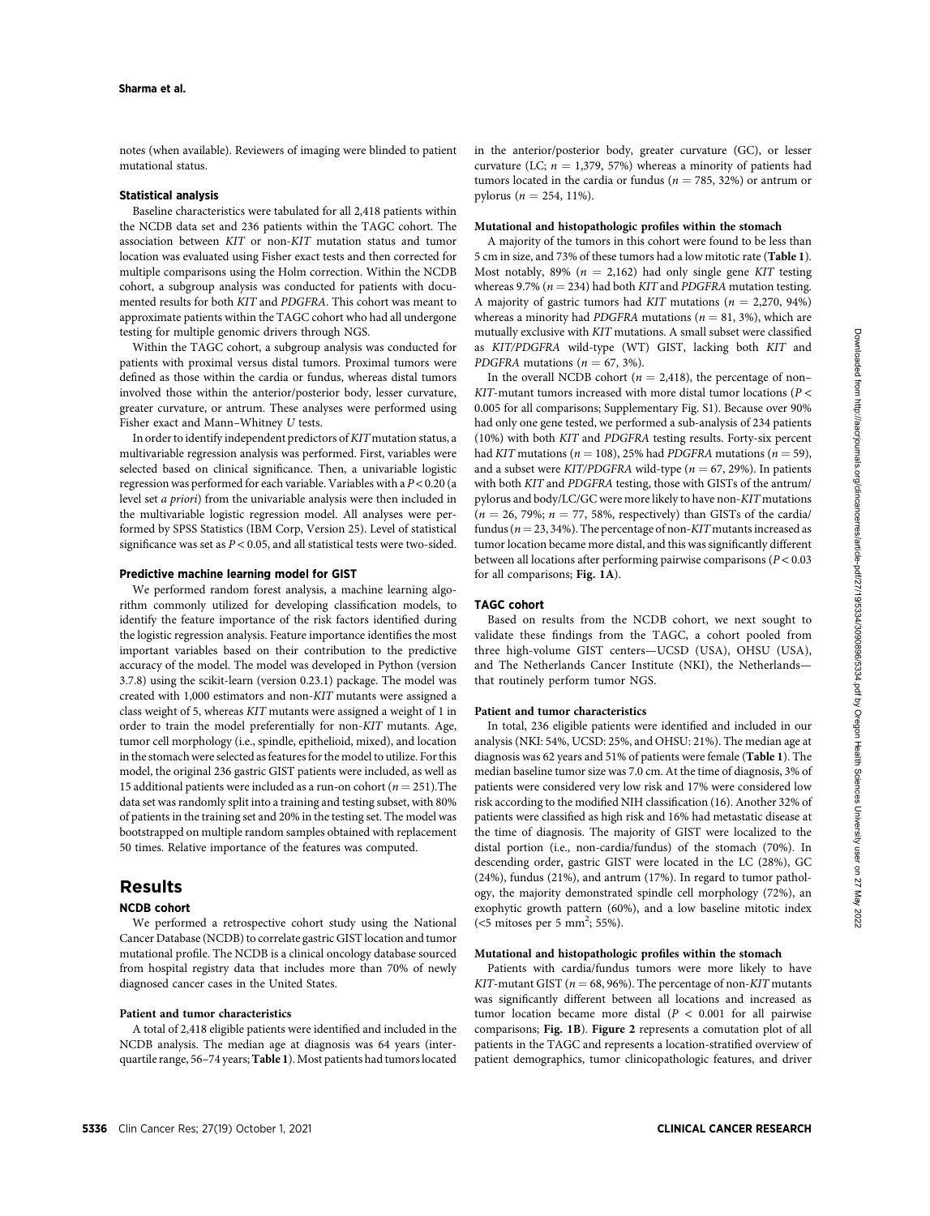notes (when available). Reviewers of imaging were blinded to patient mutational status.

### Statistical analysis

Baseline characteristics were tabulated for all 2,418 patients within the NCDB data set and 236 patients within the TAGC cohort. The association between *KIT* or non-*KIT* mutation status and tumor location was evaluated using Fisher exact tests and then corrected for multiple comparisons using the Holm correction. Within the NCDB cohort, a subgroup analysis was conducted for patients with documented results for both *KIT* and *PDGFRA*. This cohort was meant to approximate patients within the TAGC cohort who had all undergone testing for multiple genomic drivers through NGS.

Within the TAGC cohort, a subgroup analysis was conducted for patients with proximal versus distal tumors. Proximal tumors were defined as those within the cardia or fundus, whereas distal tumors involved those within the anterior/posterior body, lesser curvature, greater curvature, or antrum. These analyses were performed using Fisher exact and Mann–Whitney *U* tests.

In order to identify independent predictors of *KIT* mutation status, a multivariable regression analysis was performed. First, variables were selected based on clinical significance. Then, a univariable logistic regression was performed for each variable. Variables with a $P < 0.20$ (a level set *a priori*) from the univariable analysis were then included in the multivariable logistic regression model. All analyses were performed by SPSS Statistics (IBM Corp, Version 25). Level of statistical significance was set as $P < 0.05$, and all statistical tests were two-sided.

### Predictive machine learning model for GIST

We performed random forest analysis, a machine learning algorithm commonly utilized for developing classification models, to identify the feature importance of the risk factors identified during the logistic regression analysis. Feature importance identifies the most important variables based on their contribution to the predictive accuracy of the model. The model was developed in Python (version 3.7.8) using the scikit-learn (version 0.23.1) package. The model was created with 1,000 estimators and non-*KIT* mutants were assigned a class weight of 5, whereas *KIT* mutants were assigned a weight of 1 in order to train the model preferentially for non-*KIT* mutants. Age, tumor cell morphology (i.e., spindle, epithelioid, mixed), and location in the stomach were selected as features for the model to utilize. For this model, the original 236 gastric GIST patients were included, as well as 15 additional patients were included as a run-on cohort ($n = 251$).The data set was randomly split into a training and testing subset, with 80% of patients in the training set and 20% in the testing set. The model was bootstrapped on multiple random samples obtained with replacement 50 times. Relative importance of the features was computed.

## Results

### NCDB cohort

We performed a retrospective cohort study using the National Cancer Database (NCDB) to correlate gastric GIST location and tumor mutational profile. The NCDB is a clinical oncology database sourced from hospital registry data that includes more than 70% of newly diagnosed cancer cases in the United States.

#### Patient and tumor characteristics

A total of 2,418 eligible patients were identified and included in the NCDB analysis. The median age at diagnosis was 64 years (interquartile range, 56–74 years; **Table 1**). Most patients had tumors located in the anterior/posterior body, greater curvature (GC), or lesser curvature (LC; $n = 1,379$, 57%) whereas a minority of patients had tumors located in the cardia or fundus ($n = 785$, 32%) or antrum or pylorus ($n = 254$, 11%).

#### Mutational and histopathologic profiles within the stomach

A majority of the tumors in this cohort were found to be less than 5 cm in size, and 73% of these tumors had a low mitotic rate (**Table 1**). Most notably, 89% ($n = 2,162$) had only single gene *KIT* testing whereas 9.7% ($n = 234$) had both *KIT* and *PDGFRA* mutation testing. A majority of gastric tumors had *KIT* mutations ($n = 2,270$, 94%) whereas a minority had *PDGFRA* mutations ($n = 81$, 3%), which are mutually exclusive with *KIT* mutations. A small subset were classified as *KIT/PDGFRA* wild-type (WT) GIST, lacking both *KIT* and *PDGFRA* mutations ($n = 67$, 3%).

In the overall NCDB cohort ($n = 2,418$), the percentage of non–*KIT*-mutant tumors increased with more distal tumor locations ($P < 0.005$ for all comparisons; Supplementary Fig. S1). Because over 90% had only one gene tested, we performed a sub-analysis of 234 patients (10%) with both *KIT* and *PDGFRA* testing results. Forty-six percent had *KIT* mutations ($n = 108$), 25% had *PDGFRA* mutations ($n = 59$), and a subset were *KIT/PDGFRA* wild-type ($n = 67$, 29%). In patients with both *KIT* and *PDGFRA* testing, those with GISTs of the antrum/pylorus and body/LC/GC were more likely to have non-*KIT* mutations ($n = 26$, 79%; $n = 77$, 58%, respectively) than GISTs of the cardia/fundus ($n = 23$, 34%). The percentage of non-*KIT* mutants increased as tumor location became more distal, and this was significantly different between all locations after performing pairwise comparisons ($P < 0.03$ for all comparisons; **Fig. 1A**).

### TAGC cohort

Based on results from the NCDB cohort, we next sought to validate these findings from the TAGC, a cohort pooled from three high-volume GIST centers—UCSD (USA), OHSU (USA), and The Netherlands Cancer Institute (NKI), the Netherlands—that routinely perform tumor NGS.

#### Patient and tumor characteristics

In total, 236 eligible patients were identified and included in our analysis (NKI: 54%, UCSD: 25%, and OHSU: 21%). The median age at diagnosis was 62 years and 51% of patients were female (**Table 1**). The median baseline tumor size was 7.0 cm. At the time of diagnosis, 3% of patients were considered very low risk and 17% were considered low risk according to the modified NIH classification (16). Another 32% of patients were classified as high risk and 16% had metastatic disease at the time of diagnosis. The majority of GIST were localized to the distal portion (i.e., non-cardia/fundus) of the stomach (70%). In descending order, gastric GIST were located in the LC (28%), GC (24%), fundus (21%), and antrum (17%). In regard to tumor pathology, the majority demonstrated spindle cell morphology (72%), an exophytic growth pattern (60%), and a low baseline mitotic index (<5 mitoses per 5 mm$^2$; 55%).

#### Mutational and histopathologic profiles within the stomach

Patients with cardia/fundus tumors were more likely to have *KIT*-mutant GIST ($n = 68$, 96%). The percentage of non-*KIT* mutants was significantly different between all locations and increased as tumor location became more distal ($P < 0.001$ for all pairwise comparisons; **Fig. 1B**). **Figure 2** represents a comutation plot of all patients in the TAGC and represents a location-stratified overview of patient demographics, tumor clinicopathologic features, and driver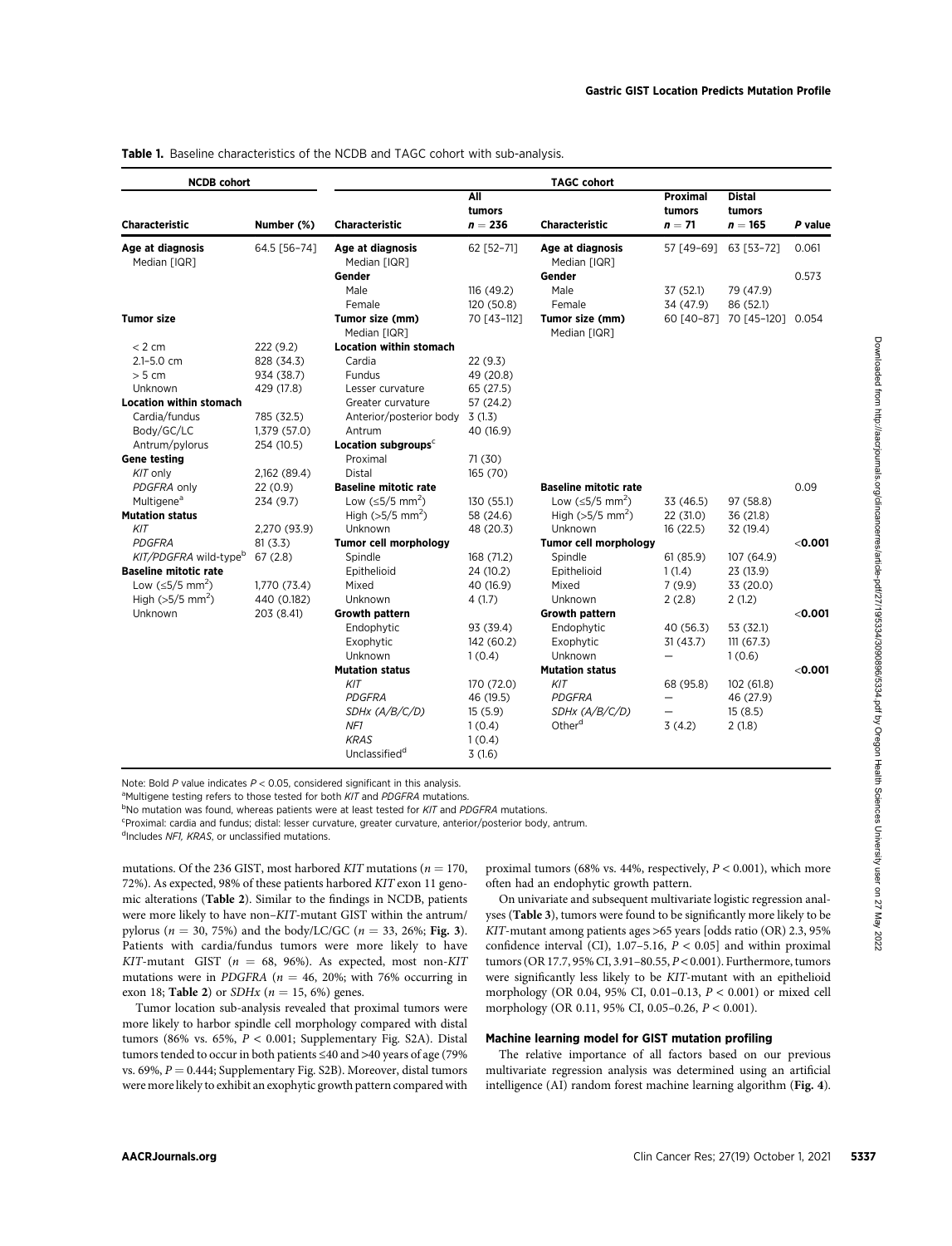**Table 1.** Baseline characteristics of the NCDB and TAGC cohort with sub-analysis.

| NCDB cohort | | TAGC cohort | | | | | |
|---|---|---|---|---|---|---|---|
| Characteristic | Number (%) | Characteristic | All tumors $n = 236$ | Characteristic | Proximal tumors $n = 71$ | Distal tumors $n = 165$ | P value |
| **Age at diagnosis** Median [IQR] | 64.5 [56–74] | **Age at diagnosis** Median [IQR] | 62 [52–71] | **Age at diagnosis** Median [IQR] | 57 [49–69] | 63 [53–72] | 0.061 |
| | | **Gender** | | **Gender** | | | 0.573 |
| | | Male | 116 (49.2) | Male | 37 (52.1) | 79 (47.9) | |
| | | Female | 120 (50.8) | Female | 34 (47.9) | 86 (52.1) | |
| **Tumor size** | | **Tumor size (mm)** Median [IQR] | 70 [43–112] | **Tumor size (mm)** Median [IQR] | 60 [40–87] | 70 [45–120] | 0.054 |
| < 2 cm | 222 (9.2) | **Location within stomach** | | | | | |
| 2.1–5.0 cm | 828 (34.3) | Cardia | 22 (9.3) | | | | |
| > 5 cm | 934 (38.7) | Fundus | 49 (20.8) | | | | |
| Unknown | 429 (17.8) | Lesser curvature | 65 (27.5) | | | | |
| **Location within stomach** | | Greater curvature | 57 (24.2) | | | | |
| Cardia/fundus | 785 (32.5) | Anterior/posterior body | 3 (1.3) | | | | |
| Body/GC/LC | 1,379 (57.0) | Antrum | 40 (16.9) | | | | |
| Antrum/pylorus | 254 (10.5) | **Location subgroups**[c] | | | | | |
| **Gene testing** | | Proximal | 71 (30) | | | | |
| *KIT* only | 2,162 (89.4) | Distal | 165 (70) | | | | |
| *PDGFRA* only | 22 (0.9) | **Baseline mitotic rate** | | **Baseline mitotic rate** | | | 0.09 |
| Multigene[a] | 234 (9.7) | Low (≤5/5 mm$^2$) | 130 (55.1) | Low (≤5/5 mm$^2$) | 33 (46.5) | 97 (58.8) | |
| **Mutation status** | | High (>5/5 mm$^2$) | 58 (24.6) | High (>5/5 mm$^2$) | 22 (31.0) | 36 (21.8) | |
| *KIT* | 2,270 (93.9) | Unknown | 48 (20.3) | Unknown | 16 (22.5) | 32 (19.4) | |
| *PDGFRA* | 81 (3.3) | **Tumor cell morphology** | | **Tumor cell morphology** | | | **<0.001** |
| *KIT/PDGFRA* wild-type[b] | 67 (2.8) | Spindle | 168 (71.2) | Spindle | 61 (85.9) | 107 (64.9) | |
| **Baseline mitotic rate** | | Epithelioid | 24 (10.2) | Epithelioid | 1 (1.4) | 23 (13.9) | |
| Low (≤5/5 mm$^2$) | 1,770 (73.4) | Mixed | 40 (16.9) | Mixed | 7 (9.9) | 33 (20.0) | |
| High (>5/5 mm$^2$) | 440 (0.182) | Unknown | 4 (1.7) | Unknown | 2 (2.8) | 2 (1.2) | |
| Unknown | 203 (8.41) | **Growth pattern** | | **Growth pattern** | | | **<0.001** |
| | | Endophytic | 93 (39.4) | Endophytic | 40 (56.3) | 53 (32.1) | |
| | | Exophytic | 142 (60.2) | Exophytic | 31 (43.7) | 111 (67.3) | |
| | | Unknown | 1 (0.4) | Unknown | — | 1 (0.6) | |
| | | **Mutation status** | | **Mutation status** | | | **<0.001** |
| | | *KIT* | 170 (72.0) | *KIT* | 68 (95.8) | 102 (61.8) | |
| | | *PDGFRA* | 46 (19.5) | *PDGFRA* | — | 46 (27.9) | |
| | | *SDHx (A/B/C/D)* | 15 (5.9) | *SDHx (A/B/C/D)* | — | 15 (8.5) | |
| | | *NF1* | 1 (0.4) | Other[d] | 3 (4.2) | 2 (1.8) | |
| | | *KRAS* | 1 (0.4) | | | | |
| | | Unclassified[d] | 3 (1.6) | | | | |

Note: Bold *P* value indicates $P < 0.05$, considered significant in this analysis.

[a]Multigene testing refers to those tested for both *KIT* and *PDGFRA* mutations.

[b]No mutation was found, whereas patients were at least tested for *KIT* and *PDGFRA* mutations.

[c]Proximal: cardia and fundus; distal: lesser curvature, greater curvature, anterior/posterior body, antrum.

[d]Includes *NF1, KRAS*, or unclassified mutations.

mutations. Of the 236 GIST, most harbored *KIT* mutations ($n = 170$, 72%). As expected, 98% of these patients harbored *KIT* exon 11 genomic alterations (**Table 2**). Similar to the findings in NCDB, patients were more likely to have non–*KIT*-mutant GIST within the antrum/pylorus ($n = 30$, 75%) and the body/LC/GC ($n = 33$, 26%; **Fig. 3**). Patients with cardia/fundus tumors were more likely to have *KIT*-mutant GIST ($n = 68$, 96%). As expected, most non-*KIT* mutations were in *PDGFRA* ($n = 46$, 20%; with 76% occurring in exon 18; **Table 2**) or *SDHx* ($n = 15$, 6%) genes.

Tumor location sub-analysis revealed that proximal tumors were more likely to harbor spindle cell morphology compared with distal tumors (86% vs. 65%, $P < 0.001$; Supplementary Fig. S2A). Distal tumors tended to occur in both patients ≤40 and >40 years of age (79% vs. 69%, $P = 0.444$; Supplementary Fig. S2B). Moreover, distal tumors were more likely to exhibit an exophytic growth pattern compared with proximal tumors (68% vs. 44%, respectively, $P < 0.001$), which more often had an endophytic growth pattern.

On univariate and subsequent multivariate logistic regression analyses (**Table 3**), tumors were found to be significantly more likely to be *KIT*-mutant among patients ages >65 years [odds ratio (OR) 2.3, 95% confidence interval (CI), 1.07–5.16, $P < 0.05$] and within proximal tumors (OR 17.7, 95% CI, 3.91–80.55, $P < 0.001$). Furthermore, tumors were significantly less likely to be *KIT*-mutant with an epithelioid morphology (OR 0.04, 95% CI, 0.01–0.13, $P < 0.001$) or mixed cell morphology (OR 0.11, 95% CI, 0.05–0.26, $P < 0.001$).

### Machine learning model for GIST mutation profiling

The relative importance of all factors based on our previous multivariate regression analysis was determined using an artificial intelligence (AI) random forest machine learning algorithm (**Fig. 4**).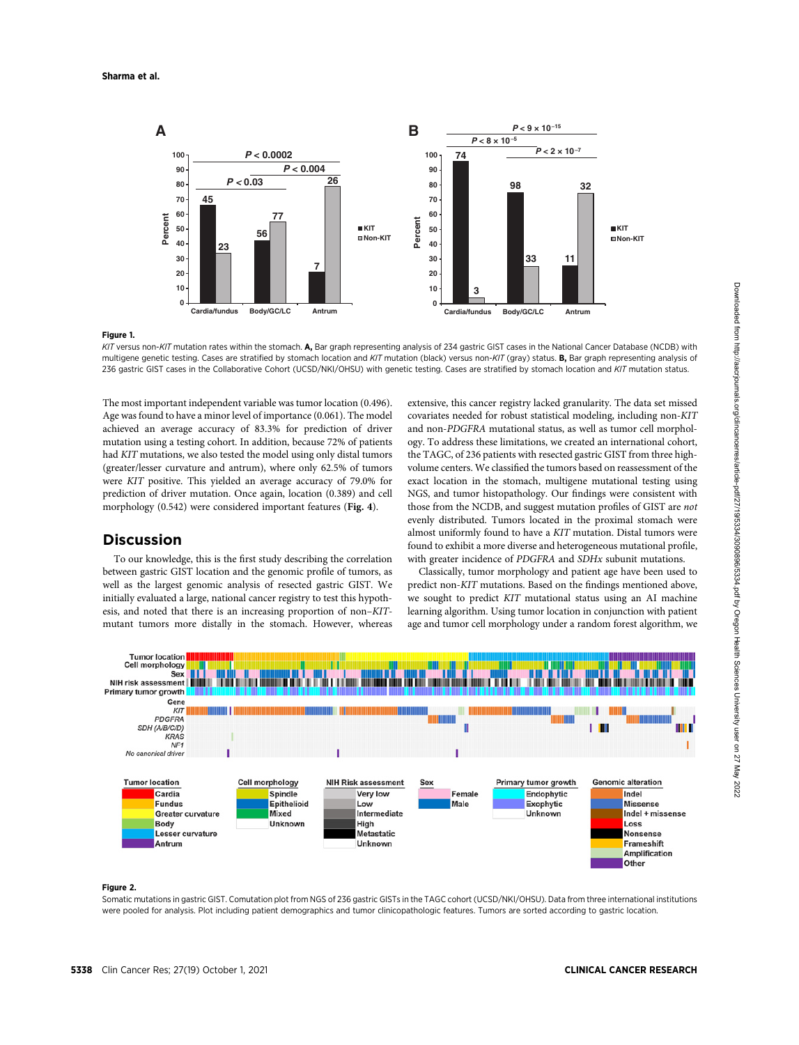**Figure 1.**

*KIT* versus non-*KIT* mutation rates within the stomach. **A,** Bar graph representing analysis of 234 gastric GIST cases in the National Cancer Database (NCDB) with multigene genetic testing. Cases are stratified by stomach location and *KIT* mutation (black) versus non-*KIT* (gray) status. **B,** Bar graph representing analysis of 236 gastric GIST cases in the Collaborative Cohort (UCSD/NKI/OHSU) with genetic testing. Cases are stratified by stomach location and *KIT* mutation status.

The most important independent variable was tumor location (0.496). Age was found to have a minor level of importance (0.061). The model achieved an average accuracy of 83.3% for prediction of driver mutation using a testing cohort. In addition, because 72% of patients had *KIT* mutations, we also tested the model using only distal tumors (greater/lesser curvature and antrum), where only 62.5% of tumors were *KIT* positive. This yielded an average accuracy of 79.0% for prediction of driver mutation. Once again, location (0.389) and cell morphology (0.542) were considered important features (**Fig. 4**).

## Discussion

To our knowledge, this is the first study describing the correlation between gastric GIST location and the genomic profile of tumors, as well as the largest genomic analysis of resected gastric GIST. We initially evaluated a large, national cancer registry to test this hypothesis, and noted that there is an increasing proportion of non–*KIT*-mutant tumors more distally in the stomach. However, whereas extensive, this cancer registry lacked granularity. The data set missed covariates needed for robust statistical modeling, including non-*KIT* and non-*PDGFRA* mutational status, as well as tumor cell morphology. To address these limitations, we created an international cohort, the TAGC, of 236 patients with resected gastric GIST from three high-volume centers. We classified the tumors based on reassessment of the exact location in the stomach, multigene mutational testing using NGS, and tumor histopathology. Our findings were consistent with those from the NCDB, and suggest mutation profiles of GIST are *not* evenly distributed. Tumors located in the proximal stomach were almost uniformly found to have a *KIT* mutation. Distal tumors were found to exhibit a more diverse and heterogeneous mutational profile, with greater incidence of *PDGFRA* and *SDHx* subunit mutations.

Classically, tumor morphology and patient age have been used to predict non-*KIT* mutations. Based on the findings mentioned above, we sought to predict *KIT* mutational status using an AI machine learning algorithm. Using tumor location in conjunction with patient age and tumor cell morphology under a random forest algorithm, we

**Figure 2.**

Somatic mutations in gastric GIST. Comutation plot from NGS of 236 gastric GISTs in the TAGC cohort (UCSD/NKI/OHSU). Data from three international institutions were pooled for analysis. Plot including patient demographics and tumor clinicopathologic features. Tumors are sorted according to gastric location.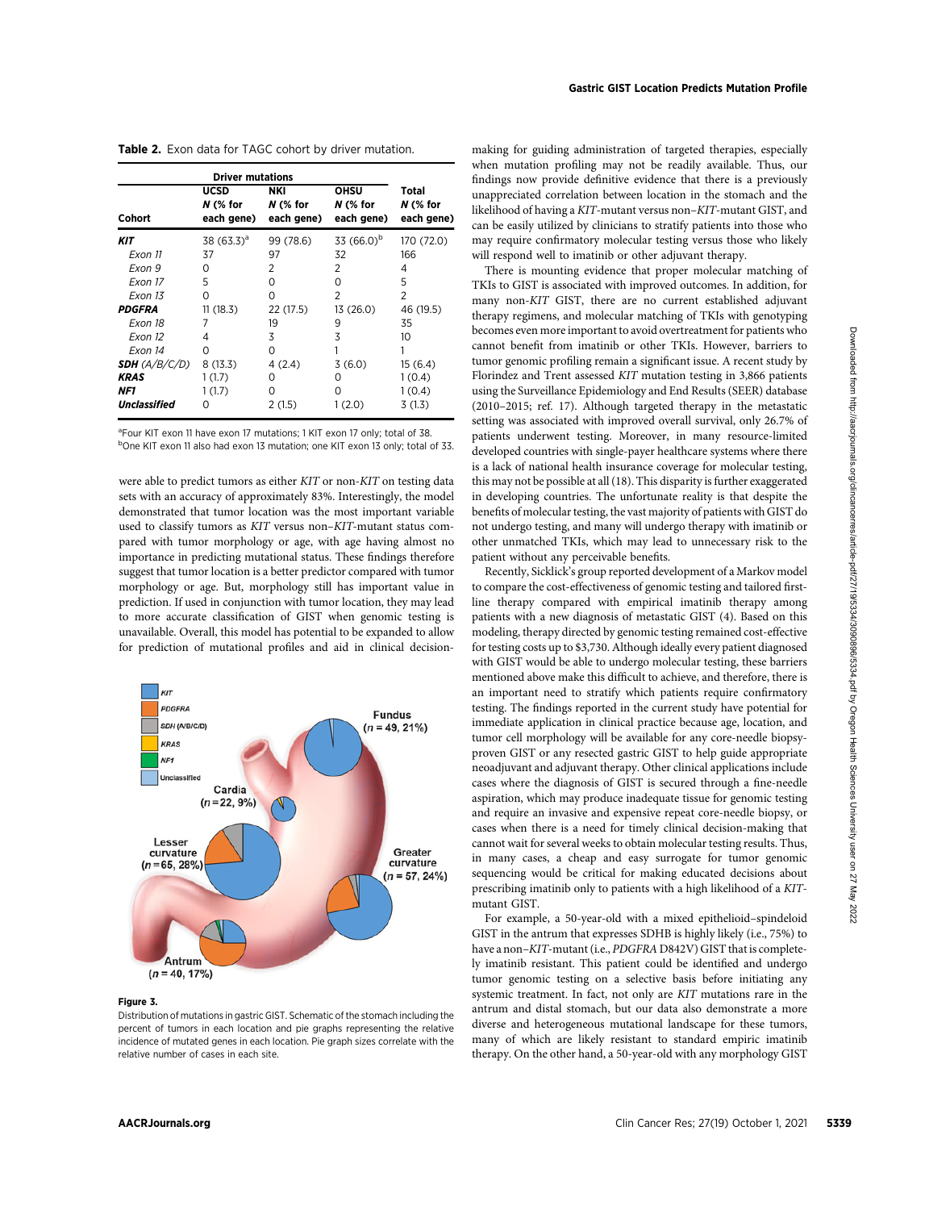**Table 2.** Exon data for TAGC cohort by driver mutation.

| | Driver mutations | | | |
|---|---|---|---|---|
| Cohort | UCSD *N* (% for each gene) | NKI *N* (% for each gene) | OHSU *N* (% for each gene) | Total *N* (% for each gene) |
| ***KIT*** | 38 (63.3)[a] | 99 (78.6) | 33 (66.0)[b] | 170 (72.0) |
| *Exon 11* | 37 | 97 | 32 | 166 |
| *Exon 9* | 0 | 2 | 2 | 4 |
| *Exon 17* | 5 | 0 | 0 | 5 |
| *Exon 13* | 0 | 0 | 2 | 2 |
| ***PDGFRA*** | 11 (18.3) | 22 (17.5) | 13 (26.0) | 46 (19.5) |
| *Exon 18* | 7 | 19 | 9 | 35 |
| *Exon 12* | 4 | 3 | 3 | 10 |
| *Exon 14* | 0 | 0 | 1 | 1 |
| ***SDH** (A/B/C/D)* | 8 (13.3) | 4 (2.4) | 3 (6.0) | 15 (6.4) |
| ***KRAS*** | 1 (1.7) | 0 | 0 | 1 (0.4) |
| ***NF1*** | 1 (1.7) | 0 | 0 | 1 (0.4) |
| ***Unclassified*** | 0 | 2 (1.5) | 1 (2.0) | 3 (1.3) |

[a]Four KIT exon 11 have exon 17 mutations; 1 KIT exon 17 only; total of 38.
[b]One KIT exon 11 also had exon 13 mutation; one KIT exon 13 only; total of 33.

were able to predict tumors as either *KIT* or non-*KIT* on testing data sets with an accuracy of approximately 83%. Interestingly, the model demonstrated that tumor location was the most important variable used to classify tumors as *KIT* versus non–*KIT*-mutant status compared with tumor morphology or age, with age having almost no importance in predicting mutational status. These findings therefore suggest that tumor location is a better predictor compared with tumor morphology or age. But, morphology still has important value in prediction. If used in conjunction with tumor location, they may lead to more accurate classification of GIST when genomic testing is unavailable. Overall, this model has potential to be expanded to allow for prediction of mutational profiles and aid in clinical decision-making for guiding administration of targeted therapies, especially when mutation profiling may not be readily available. Thus, our findings now provide definitive evidence that there is a previously unappreciated correlation between location in the stomach and the likelihood of having a *KIT*-mutant versus non–*KIT*-mutant GIST, and can be easily utilized by clinicians to stratify patients into those who may require confirmatory molecular testing versus those who likely will respond well to imatinib or other adjuvant therapy.

**Figure 3.**
Distribution of mutations in gastric GIST. Schematic of the stomach including the percent of tumors in each location and pie graphs representing the relative incidence of mutated genes in each location. Pie graph sizes correlate with the relative number of cases in each site.

There is mounting evidence that proper molecular matching of TKIs to GIST is associated with improved outcomes. In addition, for many non-*KIT* GIST, there are no current established adjuvant therapy regimens, and molecular matching of TKIs with genotyping becomes even more important to avoid overtreatment for patients who cannot benefit from imatinib or other TKIs. However, barriers to tumor genomic profiling remain a significant issue. A recent study by Florindez and Trent assessed *KIT* mutation testing in 3,866 patients using the Surveillance Epidemiology and End Results (SEER) database (2010–2015; ref. 17). Although targeted therapy in the metastatic setting was associated with improved overall survival, only 26.7% of patients underwent testing. Moreover, in many resource-limited developed countries with single-payer healthcare systems where there is a lack of national health insurance coverage for molecular testing, this may not be possible at all (18). This disparity is further exaggerated in developing countries. The unfortunate reality is that despite the benefits of molecular testing, the vast majority of patients with GIST do not undergo testing, and many will undergo therapy with imatinib or other unmatched TKIs, which may lead to unnecessary risk to the patient without any perceivable benefits.

Recently, Sicklick's group reported development of a Markov model to compare the cost-effectiveness of genomic testing and tailored first-line therapy compared with empirical imatinib therapy among patients with a new diagnosis of metastatic GIST (4). Based on this modeling, therapy directed by genomic testing remained cost-effective for testing costs up to $3,730. Although ideally every patient diagnosed with GIST would be able to undergo molecular testing, these barriers mentioned above make this difficult to achieve, and therefore, there is an important need to stratify which patients require confirmatory testing. The findings reported in the current study have potential for immediate application in clinical practice because age, location, and tumor cell morphology will be available for any core-needle biopsy-proven GIST or any resected gastric GIST to help guide appropriate neoadjuvant and adjuvant therapy. Other clinical applications include cases where the diagnosis of GIST is secured through a fine-needle aspiration, which may produce inadequate tissue for genomic testing and require an invasive and expensive repeat core-needle biopsy, or cases when there is a need for timely clinical decision-making that cannot wait for several weeks to obtain molecular testing results. Thus, in many cases, a cheap and easy surrogate for tumor genomic sequencing would be critical for making educated decisions about prescribing imatinib only to patients with a high likelihood of a *KIT*-mutant GIST.

For example, a 50-year-old with a mixed epithelioid–spindeloid GIST in the antrum that expresses SDHB is highly likely (i.e., 75%) to have a non–*KIT*-mutant (i.e., *PDGFRA* D842V) GIST that is completely imatinib resistant. This patient could be identified and undergo tumor genomic testing on a selective basis before initiating any systemic treatment. In fact, not only are *KIT* mutations rare in the antrum and distal stomach, but our data also demonstrate a more diverse and heterogeneous mutational landscape for these tumors, many of which are likely resistant to standard empiric imatinib therapy. On the other hand, a 50-year-old with any morphology GIST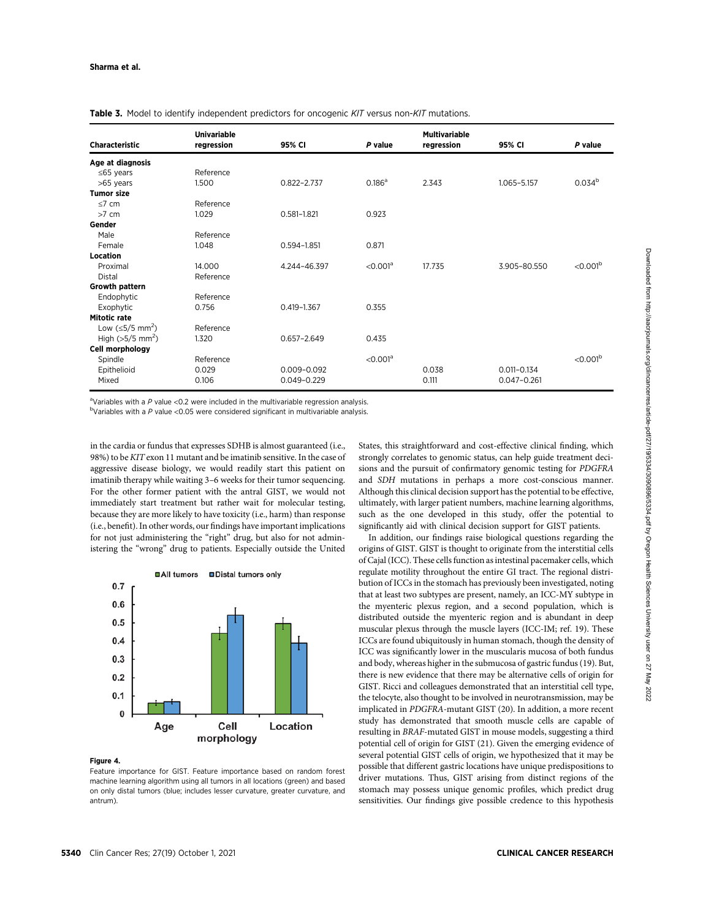**Table 3.** Model to identify independent predictors for oncogenic *KIT* versus non-*KIT* mutations.

| Characteristic | Univariable regression | 95% CI | *P* value | Multivariable regression | 95% CI | *P* value |
|---|---|---|---|---|---|---|
| **Age at diagnosis** | | | | | | |
| ≤65 years | Reference | | | | | |
| >65 years | 1.500 | 0.822–2.737 | 0.186[a] | 2.343 | 1.065–5.157 | 0.034[b] |
| **Tumor size** | | | | | | |
| ≤7 cm | Reference | | | | | |
| >7 cm | 1.029 | 0.581–1.821 | 0.923 | | | |
| **Gender** | | | | | | |
| Male | Reference | | | | | |
| Female | 1.048 | 0.594–1.851 | 0.871 | | | |
| **Location** | | | | | | |
| Proximal | 14.000 | 4.244–46.397 | <0.001[a] | 17.735 | 3.905–80.550 | <0.001[b] |
| Distal | Reference | | | | | |
| **Growth pattern** | | | | | | |
| Endophytic | Reference | | | | | |
| Exophytic | 0.756 | 0.419–1.367 | 0.355 | | | |
| **Mitotic rate** | | | | | | |
| Low (≤5/5 mm$^2$) | Reference | | | | | |
| High (>5/5 mm$^2$) | 1.320 | 0.657–2.649 | 0.435 | | | |
| **Cell morphology** | | | | | | |
| Spindle | Reference | | <0.001[a] | | | <0.001[b] |
| Epithelioid | 0.029 | 0.009–0.092 | | 0.038 | 0.011–0.134 | |
| Mixed | 0.106 | 0.049–0.229 | | 0.111 | 0.047–0.261 | |

[a]Variables with a *P* value <0.2 were included in the multivariable regression analysis.
[b]Variables with a *P* value <0.05 were considered significant in multivariable analysis.

in the cardia or fundus that expresses SDHB is almost guaranteed (i.e., 98%) to be *KIT* exon 11 mutant and be imatinib sensitive. In the case of aggressive disease biology, we would readily start this patient on imatinib therapy while waiting 3–6 weeks for their tumor sequencing. For the other former patient with the antral GIST, we would not immediately start treatment but rather wait for molecular testing, because they are more likely to have toxicity (i.e., harm) than response (i.e., benefit). In other words, our findings have important implications for not just administering the "right" drug, but also for not administering the "wrong" drug to patients. Especially outside the United States, this straightforward and cost-effective clinical finding, which strongly correlates to genomic status, can help guide treatment decisions and the pursuit of confirmatory genomic testing for *PDGFRA* and *SDH* mutations in perhaps a more cost-conscious manner. Although this clinical decision support has the potential to be effective, ultimately, with larger patient numbers, machine learning algorithms, such as the one developed in this study, offer the potential to significantly aid with clinical decision support for GIST patients.

**Figure 4.**
Feature importance for GIST. Feature importance based on random forest machine learning algorithm using all tumors in all locations (green) and based on only distal tumors (blue; includes lesser curvature, greater curvature, and antrum).

In addition, our findings raise biological questions regarding the origins of GIST. GIST is thought to originate from the interstitial cells of Cajal (ICC). These cells function as intestinal pacemaker cells, which regulate motility throughout the entire GI tract. The regional distribution of ICCs in the stomach has previously been investigated, noting that at least two subtypes are present, namely, an ICC-MY subtype in the myenteric plexus region, and a second population, which is distributed outside the myenteric region and is abundant in deep muscular plexus through the muscle layers (ICC-IM; ref. 19). These ICCs are found ubiquitously in human stomach, though the density of ICC was significantly lower in the muscularis mucosa of both fundus and body, whereas higher in the submucosa of gastric fundus (19). But, there is new evidence that there may be alternative cells of origin for GIST. Ricci and colleagues demonstrated that an interstitial cell type, the telocyte, also thought to be involved in neurotransmission, may be implicated in *PDGFRA*-mutant GIST (20). In addition, a more recent study has demonstrated that smooth muscle cells are capable of resulting in *BRAF*-mutated GIST in mouse models, suggesting a third potential cell of origin for GIST (21). Given the emerging evidence of several potential GIST cells of origin, we hypothesized that it may be possible that different gastric locations have unique predispositions to driver mutations. Thus, GIST arising from distinct regions of the stomach may possess unique genomic profiles, which predict drug sensitivities. Our findings give possible credence to this hypothesis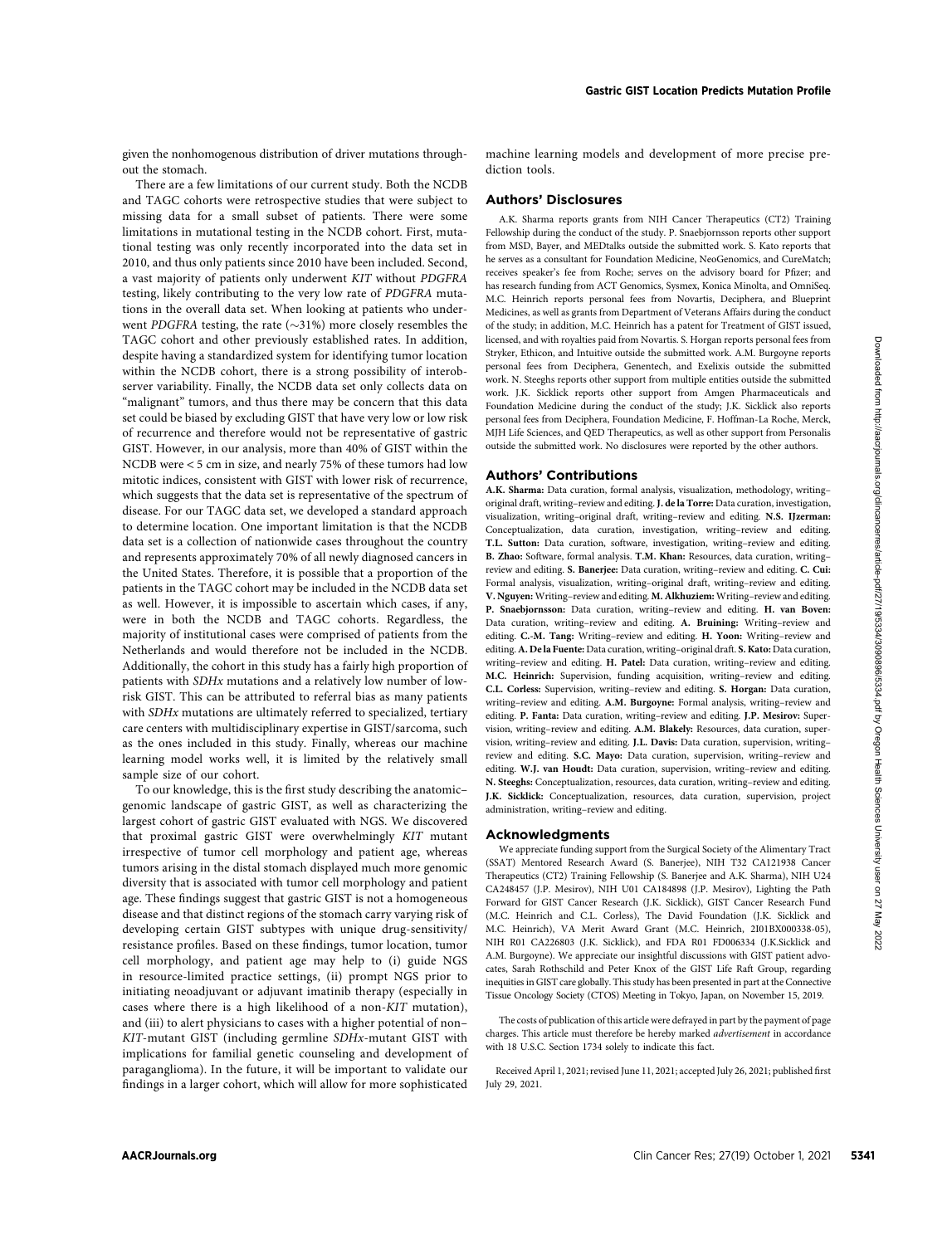given the nonhomogenous distribution of driver mutations throughout the stomach.

There are a few limitations of our current study. Both the NCDB and TAGC cohorts were retrospective studies that were subject to missing data for a small subset of patients. There were some limitations in mutational testing in the NCDB cohort. First, mutational testing was only recently incorporated into the data set in 2010, and thus only patients since 2010 have been included. Second, a vast majority of patients only underwent *KIT* without *PDGFRA* testing, likely contributing to the very low rate of *PDGFRA* mutations in the overall data set. When looking at patients who underwent *PDGFRA* testing, the rate (~31%) more closely resembles the TAGC cohort and other previously established rates. In addition, despite having a standardized system for identifying tumor location within the NCDB cohort, there is a strong possibility of interobserver variability. Finally, the NCDB data set only collects data on "malignant" tumors, and thus there may be concern that this data set could be biased by excluding GIST that have very low or low risk of recurrence and therefore would not be representative of gastric GIST. However, in our analysis, more than 40% of GIST within the NCDB were < 5 cm in size, and nearly 75% of these tumors had low mitotic indices, consistent with GIST with lower risk of recurrence, which suggests that the data set is representative of the spectrum of disease. For our TAGC data set, we developed a standard approach to determine location. One important limitation is that the NCDB data set is a collection of nationwide cases throughout the country and represents approximately 70% of all newly diagnosed cancers in the United States. Therefore, it is possible that a proportion of the patients in the TAGC cohort may be included in the NCDB data set as well. However, it is impossible to ascertain which cases, if any, were in both the NCDB and TAGC cohorts. Regardless, the majority of institutional cases were comprised of patients from the Netherlands and would therefore not be included in the NCDB. Additionally, the cohort in this study has a fairly high proportion of patients with *SDHx* mutations and a relatively low number of low-risk GIST. This can be attributed to referral bias as many patients with *SDHx* mutations are ultimately referred to specialized, tertiary care centers with multidisciplinary expertise in GIST/sarcoma, such as the ones included in this study. Finally, whereas our machine learning model works well, it is limited by the relatively small sample size of our cohort.

To our knowledge, this is the first study describing the anatomic–genomic landscape of gastric GIST, as well as characterizing the largest cohort of gastric GIST evaluated with NGS. We discovered that proximal gastric GIST were overwhelmingly *KIT* mutant irrespective of tumor cell morphology and patient age, whereas tumors arising in the distal stomach displayed much more genomic diversity that is associated with tumor cell morphology and patient age. These findings suggest that gastric GIST is not a homogeneous disease and that distinct regions of the stomach carry varying risk of developing certain GIST subtypes with unique drug-sensitivity/resistance profiles. Based on these findings, tumor location, tumor cell morphology, and patient age may help to (i) guide NGS in resource-limited practice settings, (ii) prompt NGS prior to initiating neoadjuvant or adjuvant imatinib therapy (especially in cases where there is a high likelihood of a non-*KIT* mutation), and (iii) to alert physicians to cases with a higher potential of non–*KIT*-mutant GIST (including germline *SDHx*-mutant GIST with implications for familial genetic counseling and development of paraganglioma). In the future, it will be important to validate our findings in a larger cohort, which will allow for more sophisticated machine learning models and development of more precise prediction tools.

## Authors' Disclosures

A.K. Sharma reports grants from NIH Cancer Therapeutics (CT2) Training Fellowship during the conduct of the study. P. Snaebjornsson reports other support from MSD, Bayer, and MEDtalks outside the submitted work. S. Kato reports that he serves as a consultant for Foundation Medicine, NeoGenomics, and CureMatch; receives speaker's fee from Roche; serves on the advisory board for Pfizer; and has research funding from ACT Genomics, Sysmex, Konica Minolta, and OmniSeq. M.C. Heinrich reports personal fees from Novartis, Deciphera, and Blueprint Medicines, as well as grants from Department of Veterans Affairs during the conduct of the study; in addition, M.C. Heinrich has a patent for Treatment of GIST issued, licensed, and with royalties paid from Novartis. S. Horgan reports personal fees from Stryker, Ethicon, and Intuitive outside the submitted work. A.M. Burgoyne reports personal fees from Deciphera, Genentech, and Exelixis outside the submitted work. N. Steeghs reports other support from multiple entities outside the submitted work. J.K. Sicklick reports other support from Amgen Pharmaceuticals and Foundation Medicine during the conduct of the study; J.K. Sicklick also reports personal fees from Deciphera, Foundation Medicine, F. Hoffman-La Roche, Merck, MJH Life Sciences, and QED Therapeutics, as well as other support from Personalis outside the submitted work. No disclosures were reported by the other authors.

## Authors' Contributions

**A.K. Sharma:** Data curation, formal analysis, visualization, methodology, writing–original draft, writing–review and editing. **J. de la Torre:** Data curation, investigation, visualization, writing–original draft, writing–review and editing. **N.S. IJzerman:** Conceptualization, data curation, investigation, writing–review and editing. **T.L. Sutton:** Data curation, software, investigation, writing–review and editing. **B. Zhao:** Software, formal analysis. **T.M. Khan:** Resources, data curation, writing–review and editing. **S. Banerjee:** Data curation, writing–review and editing. **C. Cui:** Formal analysis, visualization, writing–original draft, writing–review and editing. **V. Nguyen:** Writing–review and editing. **M. Alkhuziem:** Writing–review and editing. **P. Snaebjornsson:** Data curation, writing–review and editing. **H. van Boven:** Data curation, writing–review and editing. **A. Bruining:** Writing–review and editing. **C.-M. Tang:** Writing–review and editing. **H. Yoon:** Writing–review and editing. **A. De la Fuente:** Data curation, writing–original draft. **S. Kato:** Data curation, writing–review and editing. **H. Patel:** Data curation, writing–review and editing. **M.C. Heinrich:** Supervision, funding acquisition, writing–review and editing. **C.L. Corless:** Supervision, writing–review and editing. **S. Horgan:** Data curation, writing–review and editing. **A.M. Burgoyne:** Formal analysis, writing–review and editing. **P. Fanta:** Data curation, writing–review and editing. **J.P. Mesirov:** Supervision, writing–review and editing. **A.M. Blakely:** Resources, data curation, supervision, writing–review and editing. **J.L. Davis:** Data curation, supervision, writing–review and editing. **S.C. Mayo:** Data curation, supervision, writing–review and editing. **W.J. van Houdt:** Data curation, supervision, writing–review and editing. **N. Steeghs:** Conceptualization, resources, data curation, writing–review and editing. **J.K. Sicklick:** Conceptualization, resources, data curation, supervision, project administration, writing–review and editing.

## Acknowledgments

We appreciate funding support from the Surgical Society of the Alimentary Tract (SSAT) Mentored Research Award (S. Banerjee), NIH T32 CA121938 Cancer Therapeutics (CT2) Training Fellowship (S. Banerjee and A.K. Sharma), NIH U24 CA248457 (J.P. Mesirov), NIH U01 CA184898 (J.P. Mesirov), Lighting the Path Forward for GIST Cancer Research (J.K. Sicklick), GIST Cancer Research Fund (M.C. Heinrich and C.L. Corless), The David Foundation (J.K. Sicklick and M.C. Heinrich), VA Merit Award Grant (M.C. Heinrich, 2I01BX000338-05), NIH R01 CA226803 (J.K. Sicklick), and FDA R01 FD006334 (J.K.Sicklick and A.M. Burgoyne). We appreciate our insightful discussions with GIST patient advocates, Sarah Rothschild and Peter Knox of the GIST Life Raft Group, regarding inequities in GIST care globally. This study has been presented in part at the Connective Tissue Oncology Society (CTOS) Meeting in Tokyo, Japan, on November 15, 2019.

The costs of publication of this article were defrayed in part by the payment of page charges. This article must therefore be hereby marked *advertisement* in accordance with 18 U.S.C. Section 1734 solely to indicate this fact.

Received April 1, 2021; revised June 11, 2021; accepted July 26, 2021; published first July 29, 2021.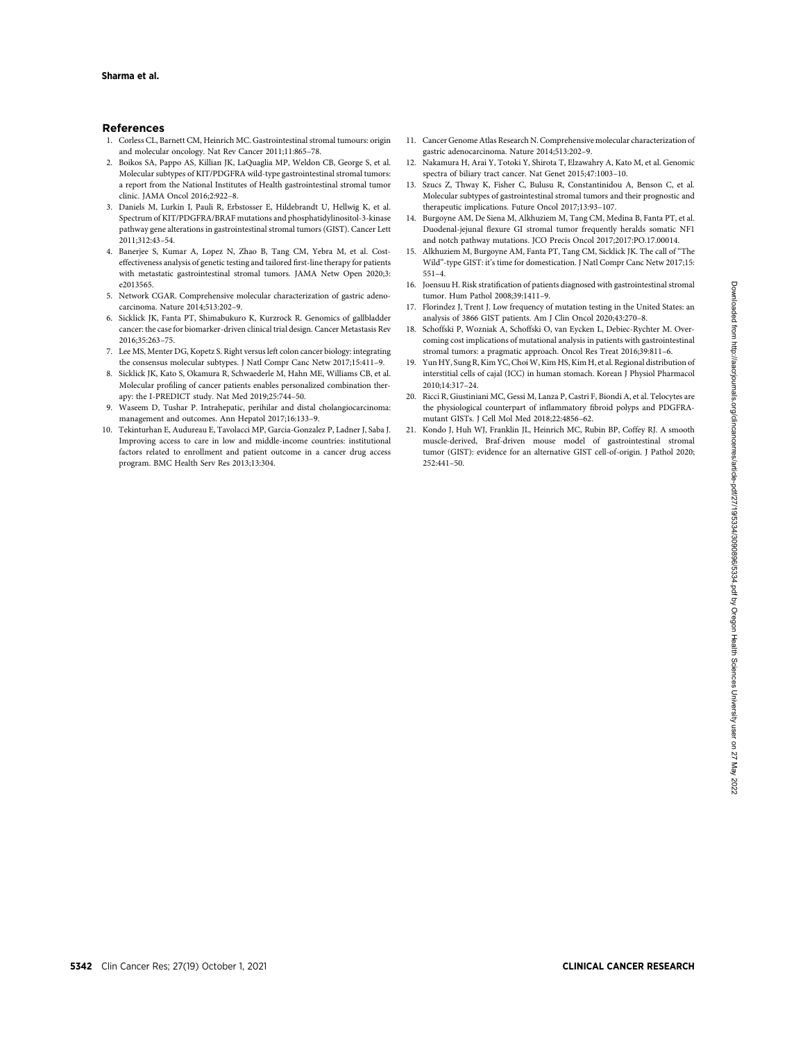## References

1. Corless CL, Barnett CM, Heinrich MC. Gastrointestinal stromal tumours: origin and molecular oncology. Nat Rev Cancer 2011;11:865–78.
2. Boikos SA, Pappo AS, Killian JK, LaQuaglia MP, Weldon CB, George S, et al. Molecular subtypes of KIT/PDGFRA wild-type gastrointestinal stromal tumors: a report from the National Institutes of Health gastrointestinal stromal tumor clinic. JAMA Oncol 2016;2:922–8.
3. Daniels M, Lurkin I, Pauli R, Erbstosser E, Hildebrandt U, Hellwig K, et al. Spectrum of KIT/PDGFRA/BRAF mutations and phosphatidylinositol-3-kinase pathway gene alterations in gastrointestinal stromal tumors (GIST). Cancer Lett 2011;312:43–54.
4. Banerjee S, Kumar A, Lopez N, Zhao B, Tang CM, Yebra M, et al. Cost-effectiveness analysis of genetic testing and tailored first-line therapy for patients with metastatic gastrointestinal stromal tumors. JAMA Netw Open 2020;3:e2013565.
5. Network CGAR. Comprehensive molecular characterization of gastric adenocarcinoma. Nature 2014;513:202–9.
6. Sicklick JK, Fanta PT, Shimabukuro K, Kurzrock R. Genomics of gallbladder cancer: the case for biomarker-driven clinical trial design. Cancer Metastasis Rev 2016;35:263–75.
7. Lee MS, Menter DG, Kopetz S. Right versus left colon cancer biology: integrating the consensus molecular subtypes. J Natl Compr Canc Netw 2017;15:411–9.
8. Sicklick JK, Kato S, Okamura R, Schwaederle M, Hahn ME, Williams CB, et al. Molecular profiling of cancer patients enables personalized combination therapy: the I-PREDICT study. Nat Med 2019;25:744–50.
9. Waseem D, Tushar P. Intrahepatic, perihilar and distal cholangiocarcinoma: management and outcomes. Ann Hepatol 2017;16:133–9.
10. Tekinturhan E, Audureau E, Tavolacci MP, Garcia-Gonzalez P, Ladner J, Saba J. Improving access to care in low and middle-income countries: institutional factors related to enrollment and patient outcome in a cancer drug access program. BMC Health Serv Res 2013;13:304.
11. Cancer Genome Atlas Research N. Comprehensive molecular characterization of gastric adenocarcinoma. Nature 2014;513:202–9.
12. Nakamura H, Arai Y, Totoki Y, Shirota T, Elzawahry A, Kato M, et al. Genomic spectra of biliary tract cancer. Nat Genet 2015;47:1003–10.
13. Szucs Z, Thway K, Fisher C, Bulusu R, Constantinidou A, Benson C, et al. Molecular subtypes of gastrointestinal stromal tumors and their prognostic and therapeutic implications. Future Oncol 2017;13:93–107.
14. Burgoyne AM, De Siena M, Alkhuziem M, Tang CM, Medina B, Fanta PT, et al. Duodenal-jejunal flexure GI stromal tumor frequently heralds somatic NF1 and notch pathway mutations. JCO Precis Oncol 2017;2017:PO.17.00014.
15. Alkhuziem M, Burgoyne AM, Fanta PT, Tang CM, Sicklick JK. The call of "The Wild"-type GIST: it's time for domestication. J Natl Compr Canc Netw 2017;15:551–4.
16. Joensuu H. Risk stratification of patients diagnosed with gastrointestinal stromal tumor. Hum Pathol 2008;39:1411–9.
17. Florindez J, Trent J. Low frequency of mutation testing in the United States: an analysis of 3866 GIST patients. Am J Clin Oncol 2020;43:270–8.
18. Schoffski P, Wozniak A, Schoffski O, van Eycken L, Debiec-Rychter M. Overcoming cost implications of mutational analysis in patients with gastrointestinal stromal tumors: a pragmatic approach. Oncol Res Treat 2016;39:811–6.
19. Yun HY, Sung R, Kim YC, Choi W, Kim HS, Kim H, et al. Regional distribution of interstitial cells of cajal (ICC) in human stomach. Korean J Physiol Pharmacol 2010;14:317–24.
20. Ricci R, Giustiniani MC, Gessi M, Lanza P, Castri F, Biondi A, et al. Telocytes are the physiological counterpart of inflammatory fibroid polyps and PDGFRA-mutant GISTs. J Cell Mol Med 2018;22:4856–62.
21. Kondo J, Huh WJ, Franklin JL, Heinrich MC, Rubin BP, Coffey RJ. A smooth muscle-derived, Braf-driven mouse model of gastrointestinal stromal tumor (GIST): evidence for an alternative GIST cell-of-origin. J Pathol 2020;252:441–50.